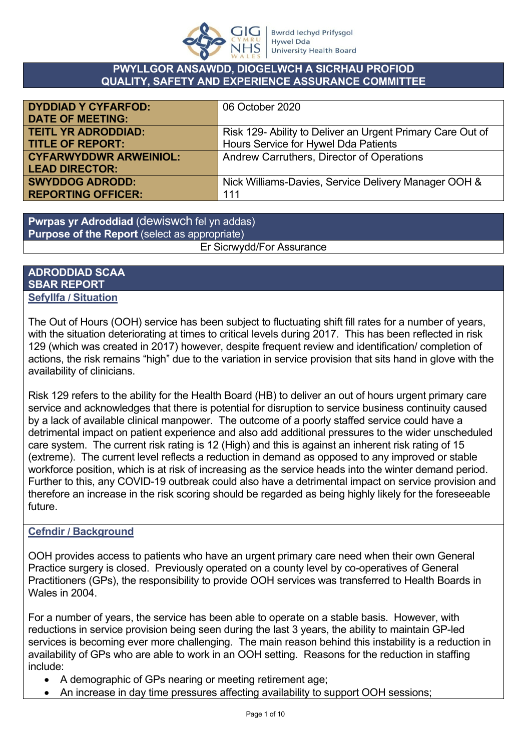**Bwrdd Iechyd Prifysgol Hywel Dda University Health Board**

## PWYLLGOR ANSAWDD, DIOGELWCH A SICRHAU PROFIOD
## QUALITY, SAFETY AND EXPERIENCE ASSURANCE COMMITTEE

| | |
|---|---|
| **DYDDIAD Y CYFARFOD: DATE OF MEETING:** | 06 October 2020 |
| **TEITL YR ADRODDIAD: TITLE OF REPORT:** | Risk 129- Ability to Deliver an Urgent Primary Care Out of Hours Service for Hywel Dda Patients |
| **CYFARWYDDWR ARWEINIOL: LEAD DIRECTOR:** | Andrew Carruthers, Director of Operations |
| **SWYDDOG ADRODD: REPORTING OFFICER:** | Nick Williams-Davies, Service Delivery Manager OOH & 111 |

| **Pwrpas yr Adroddiad** (dewiswch fel yn addas) **Purpose of the Report** (select as appropriate) |
|---|
| Er Sicrwydd/For Assurance |

## ADRODDIAD SCAA
## SBAR REPORT

### Sefyllfa / Situation

The Out of Hours (OOH) service has been subject to fluctuating shift fill rates for a number of years, with the situation deteriorating at times to critical levels during 2017. This has been reflected in risk 129 (which was created in 2017) however, despite frequent review and identification/ completion of actions, the risk remains "high" due to the variation in service provision that sits hand in glove with the availability of clinicians.

Risk 129 refers to the ability for the Health Board (HB) to deliver an out of hours urgent primary care service and acknowledges that there is potential for disruption to service business continuity caused by a lack of available clinical manpower. The outcome of a poorly staffed service could have a detrimental impact on patient experience and also add additional pressures to the wider unscheduled care system. The current risk rating is 12 (High) and this is against an inherent risk rating of 15 (extreme). The current level reflects a reduction in demand as opposed to any improved or stable workforce position, which is at risk of increasing as the service heads into the winter demand period. Further to this, any COVID-19 outbreak could also have a detrimental impact on service provision and therefore an increase in the risk scoring should be regarded as being highly likely for the foreseeable future.

### Cefndir / Background

OOH provides access to patients who have an urgent primary care need when their own General Practice surgery is closed. Previously operated on a county level by co-operatives of General Practitioners (GPs), the responsibility to provide OOH services was transferred to Health Boards in Wales in 2004.

For a number of years, the service has been able to operate on a stable basis. However, with reductions in service provision being seen during the last 3 years, the ability to maintain GP-led services is becoming ever more challenging. The main reason behind this instability is a reduction in availability of GPs who are able to work in an OOH setting. Reasons for the reduction in staffing include:

- A demographic of GPs nearing or meeting retirement age;
- An increase in day time pressures affecting availability to support OOH sessions;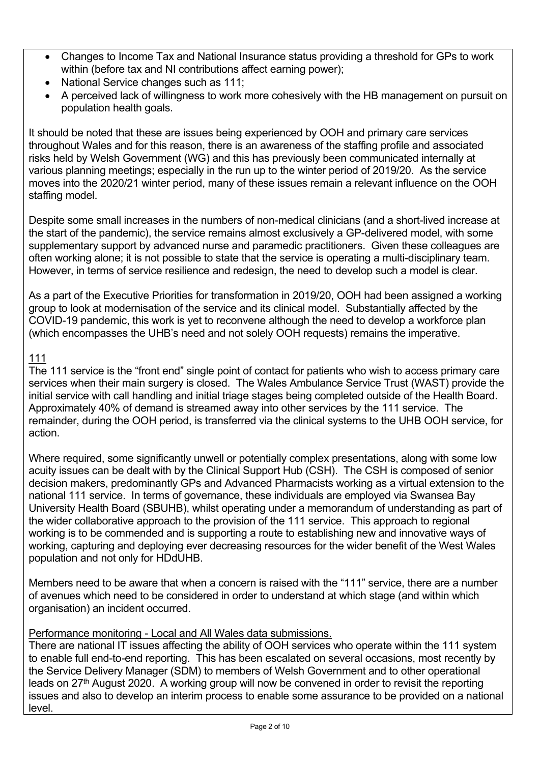- Changes to Income Tax and National Insurance status providing a threshold for GPs to work within (before tax and NI contributions affect earning power);
- National Service changes such as 111;
- A perceived lack of willingness to work more cohesively with the HB management on pursuit on population health goals.

It should be noted that these are issues being experienced by OOH and primary care services throughout Wales and for this reason, there is an awareness of the staffing profile and associated risks held by Welsh Government (WG) and this has previously been communicated internally at various planning meetings; especially in the run up to the winter period of 2019/20. As the service moves into the 2020/21 winter period, many of these issues remain a relevant influence on the OOH staffing model.

Despite some small increases in the numbers of non-medical clinicians (and a short-lived increase at the start of the pandemic), the service remains almost exclusively a GP-delivered model, with some supplementary support by advanced nurse and paramedic practitioners. Given these colleagues are often working alone; it is not possible to state that the service is operating a multi-disciplinary team. However, in terms of service resilience and redesign, the need to develop such a model is clear.

As a part of the Executive Priorities for transformation in 2019/20, OOH had been assigned a working group to look at modernisation of the service and its clinical model. Substantially affected by the COVID-19 pandemic, this work is yet to reconvene although the need to develop a workforce plan (which encompasses the UHB's need and not solely OOH requests) remains the imperative.

<u>111</u>

The 111 service is the "front end" single point of contact for patients who wish to access primary care services when their main surgery is closed. The Wales Ambulance Service Trust (WAST) provide the initial service with call handling and initial triage stages being completed outside of the Health Board. Approximately 40% of demand is streamed away into other services by the 111 service. The remainder, during the OOH period, is transferred via the clinical systems to the UHB OOH service, for action.

Where required, some significantly unwell or potentially complex presentations, along with some low acuity issues can be dealt with by the Clinical Support Hub (CSH). The CSH is composed of senior decision makers, predominantly GPs and Advanced Pharmacists working as a virtual extension to the national 111 service. In terms of governance, these individuals are employed via Swansea Bay University Health Board (SBUHB), whilst operating under a memorandum of understanding as part of the wider collaborative approach to the provision of the 111 service. This approach to regional working is to be commended and is supporting a route to establishing new and innovative ways of working, capturing and deploying ever decreasing resources for the wider benefit of the West Wales population and not only for HDdUHB.

Members need to be aware that when a concern is raised with the "111" service, there are a number of avenues which need to be considered in order to understand at which stage (and within which organisation) an incident occurred.

<u>Performance monitoring - Local and All Wales data submissions.</u>

There are national IT issues affecting the ability of OOH services who operate within the 111 system to enable full end-to-end reporting. This has been escalated on several occasions, most recently by the Service Delivery Manager (SDM) to members of Welsh Government and to other operational leads on 27th August 2020. A working group will now be convened in order to revisit the reporting issues and also to develop an interim process to enable some assurance to be provided on a national level.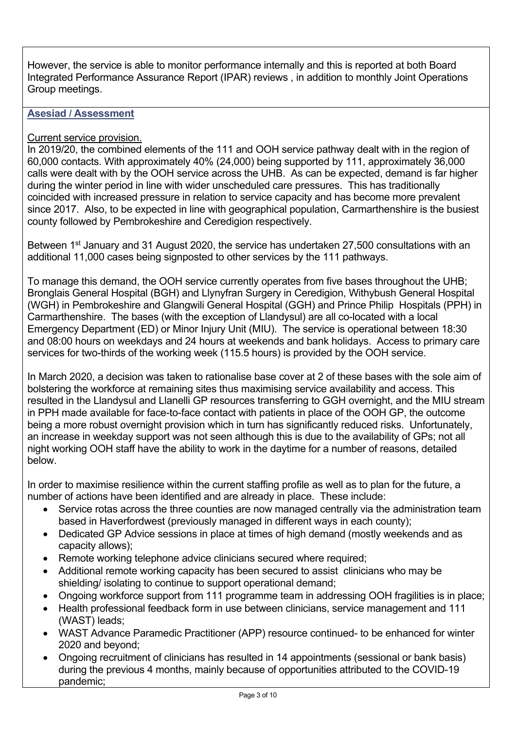However, the service is able to monitor performance internally and this is reported at both Board Integrated Performance Assurance Report (IPAR) reviews , in addition to monthly Joint Operations Group meetings.

## Asesiad / Assessment

Current service provision.

In 2019/20, the combined elements of the 111 and OOH service pathway dealt with in the region of 60,000 contacts. With approximately 40% (24,000) being supported by 111, approximately 36,000 calls were dealt with by the OOH service across the UHB. As can be expected, demand is far higher during the winter period in line with wider unscheduled care pressures. This has traditionally coincided with increased pressure in relation to service capacity and has become more prevalent since 2017. Also, to be expected in line with geographical population, Carmarthenshire is the busiest county followed by Pembrokeshire and Ceredigion respectively.

Between 1st January and 31 August 2020, the service has undertaken 27,500 consultations with an additional 11,000 cases being signposted to other services by the 111 pathways.

To manage this demand, the OOH service currently operates from five bases throughout the UHB; Bronglais General Hospital (BGH) and Llynyfran Surgery in Ceredigion, Withybush General Hospital (WGH) in Pembrokeshire and Glangwili General Hospital (GGH) and Prince Philip Hospitals (PPH) in Carmarthenshire. The bases (with the exception of Llandysul) are all co-located with a local Emergency Department (ED) or Minor Injury Unit (MIU). The service is operational between 18:30 and 08:00 hours on weekdays and 24 hours at weekends and bank holidays. Access to primary care services for two-thirds of the working week (115.5 hours) is provided by the OOH service.

In March 2020, a decision was taken to rationalise base cover at 2 of these bases with the sole aim of bolstering the workforce at remaining sites thus maximising service availability and access. This resulted in the Llandysul and Llanelli GP resources transferring to GGH overnight, and the MIU stream in PPH made available for face-to-face contact with patients in place of the OOH GP, the outcome being a more robust overnight provision which in turn has significantly reduced risks. Unfortunately, an increase in weekday support was not seen although this is due to the availability of GPs; not all night working OOH staff have the ability to work in the daytime for a number of reasons, detailed below.

In order to maximise resilience within the current staffing profile as well as to plan for the future, a number of actions have been identified and are already in place. These include:

- Service rotas across the three counties are now managed centrally via the administration team based in Haverfordwest (previously managed in different ways in each county);
- Dedicated GP Advice sessions in place at times of high demand (mostly weekends and as capacity allows);
- Remote working telephone advice clinicians secured where required;
- Additional remote working capacity has been secured to assist clinicians who may be shielding/ isolating to continue to support operational demand;
- Ongoing workforce support from 111 programme team in addressing OOH fragilities is in place;
- Health professional feedback form in use between clinicians, service management and 111 (WAST) leads;
- WAST Advance Paramedic Practitioner (APP) resource continued- to be enhanced for winter 2020 and beyond;
- Ongoing recruitment of clinicians has resulted in 14 appointments (sessional or bank basis) during the previous 4 months, mainly because of opportunities attributed to the COVID-19 pandemic;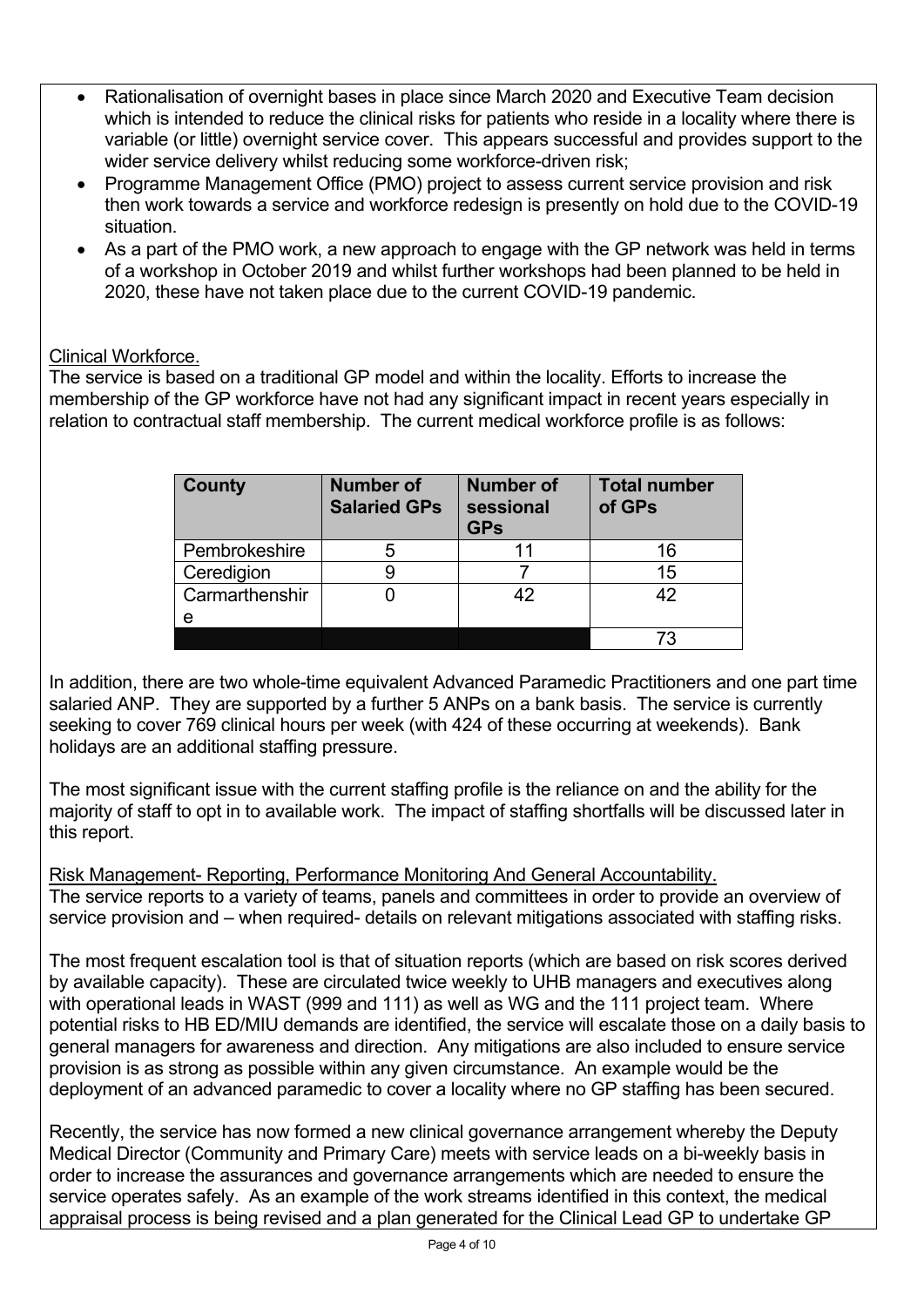- Rationalisation of overnight bases in place since March 2020 and Executive Team decision which is intended to reduce the clinical risks for patients who reside in a locality where there is variable (or little) overnight service cover. This appears successful and provides support to the wider service delivery whilst reducing some workforce-driven risk;
- Programme Management Office (PMO) project to assess current service provision and risk then work towards a service and workforce redesign is presently on hold due to the COVID-19 situation.
- As a part of the PMO work, a new approach to engage with the GP network was held in terms of a workshop in October 2019 and whilst further workshops had been planned to be held in 2020, these have not taken place due to the current COVID-19 pandemic.

Clinical Workforce.

The service is based on a traditional GP model and within the locality. Efforts to increase the membership of the GP workforce have not had any significant impact in recent years especially in relation to contractual staff membership. The current medical workforce profile is as follows:

| County | Number of Salaried GPs | Number of sessional GPs | Total number of GPs |
|---|---|---|---|
| Pembrokeshire | 5 | 11 | 16 |
| Ceredigion | 9 | 7 | 15 |
| Carmarthenshire | 0 | 42 | 42 |
| | | | 73 |

In addition, there are two whole-time equivalent Advanced Paramedic Practitioners and one part time salaried ANP. They are supported by a further 5 ANPs on a bank basis. The service is currently seeking to cover 769 clinical hours per week (with 424 of these occurring at weekends). Bank holidays are an additional staffing pressure.

The most significant issue with the current staffing profile is the reliance on and the ability for the majority of staff to opt in to available work. The impact of staffing shortfalls will be discussed later in this report.

Risk Management- Reporting, Performance Monitoring And General Accountability.

The service reports to a variety of teams, panels and committees in order to provide an overview of service provision and – when required- details on relevant mitigations associated with staffing risks.

The most frequent escalation tool is that of situation reports (which are based on risk scores derived by available capacity). These are circulated twice weekly to UHB managers and executives along with operational leads in WAST (999 and 111) as well as WG and the 111 project team. Where potential risks to HB ED/MIU demands are identified, the service will escalate those on a daily basis to general managers for awareness and direction. Any mitigations are also included to ensure service provision is as strong as possible within any given circumstance. An example would be the deployment of an advanced paramedic to cover a locality where no GP staffing has been secured.

Recently, the service has now formed a new clinical governance arrangement whereby the Deputy Medical Director (Community and Primary Care) meets with service leads on a bi-weekly basis in order to increase the assurances and governance arrangements which are needed to ensure the service operates safely. As an example of the work streams identified in this context, the medical appraisal process is being revised and a plan generated for the Clinical Lead GP to undertake GP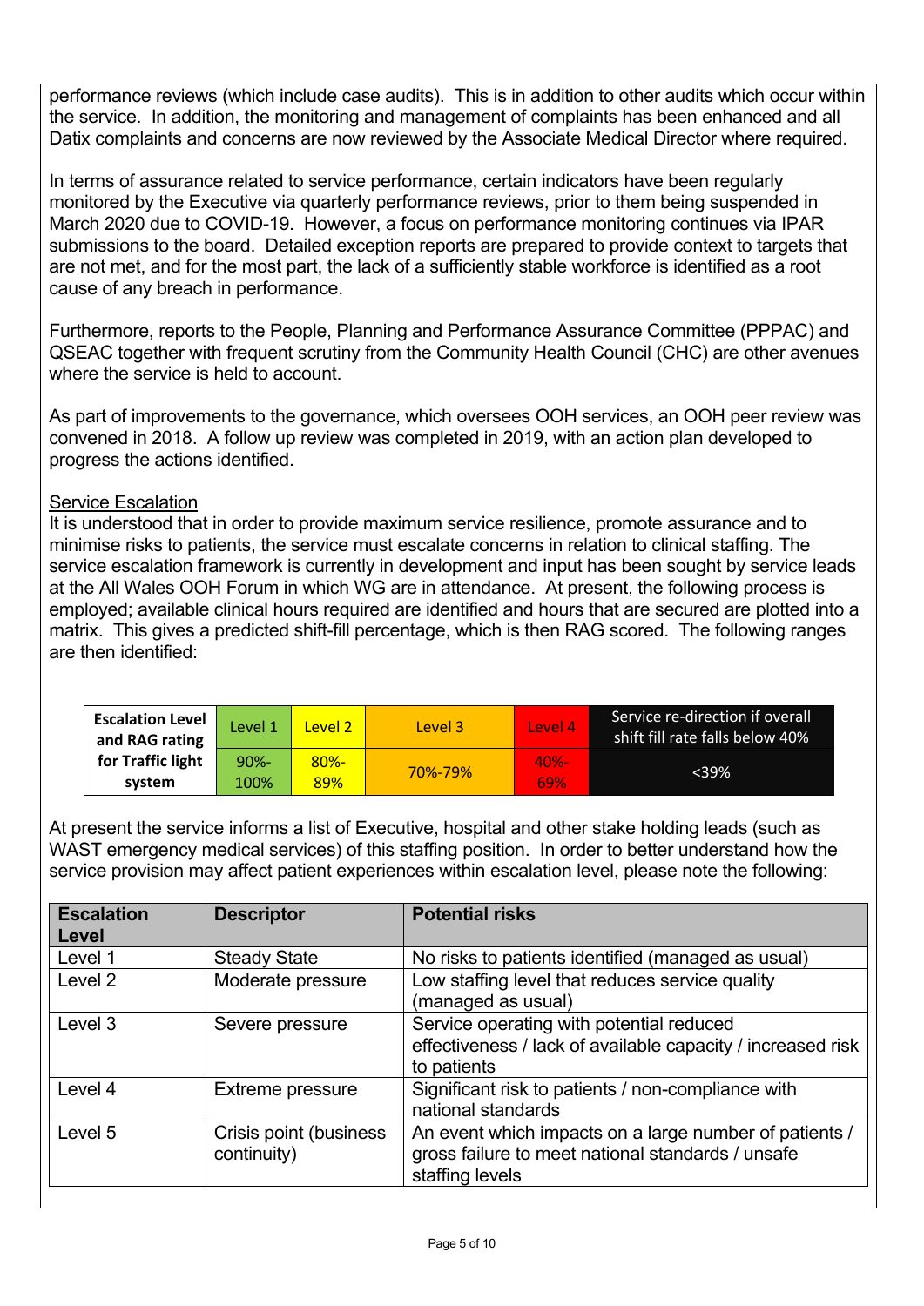performance reviews (which include case audits). This is in addition to other audits which occur within the service. In addition, the monitoring and management of complaints has been enhanced and all Datix complaints and concerns are now reviewed by the Associate Medical Director where required.

In terms of assurance related to service performance, certain indicators have been regularly monitored by the Executive via quarterly performance reviews, prior to them being suspended in March 2020 due to COVID-19. However, a focus on performance monitoring continues via IPAR submissions to the board. Detailed exception reports are prepared to provide context to targets that are not met, and for the most part, the lack of a sufficiently stable workforce is identified as a root cause of any breach in performance.

Furthermore, reports to the People, Planning and Performance Assurance Committee (PPPAC) and QSEAC together with frequent scrutiny from the Community Health Council (CHC) are other avenues where the service is held to account.

As part of improvements to the governance, which oversees OOH services, an OOH peer review was convened in 2018. A follow up review was completed in 2019, with an action plan developed to progress the actions identified.

Service Escalation

It is understood that in order to provide maximum service resilience, promote assurance and to minimise risks to patients, the service must escalate concerns in relation to clinical staffing. The service escalation framework is currently in development and input has been sought by service leads at the All Wales OOH Forum in which WG are in attendance. At present, the following process is employed; available clinical hours required are identified and hours that are secured are plotted into a matrix. This gives a predicted shift-fill percentage, which is then RAG scored. The following ranges are then identified:

| Escalation Level and RAG rating for Traffic light system | Level 1 | Level 2 | Level 3 | Level 4 | Service re-direction if overall shift fill rate falls below 40% |
|---|---|---|---|---|---|
| | 90%-100% | 80%-89% | 70%-79% | 40%-69% | <39% |

At present the service informs a list of Executive, hospital and other stake holding leads (such as WAST emergency medical services) of this staffing position. In order to better understand how the service provision may affect patient experiences within escalation level, please note the following:

| Escalation Level | Descriptor | Potential risks |
|---|---|---|
| Level 1 | Steady State | No risks to patients identified (managed as usual) |
| Level 2 | Moderate pressure | Low staffing level that reduces service quality (managed as usual) |
| Level 3 | Severe pressure | Service operating with potential reduced effectiveness / lack of available capacity / increased risk to patients |
| Level 4 | Extreme pressure | Significant risk to patients / non-compliance with national standards |
| Level 5 | Crisis point (business continuity) | An event which impacts on a large number of patients / gross failure to meet national standards / unsafe staffing levels |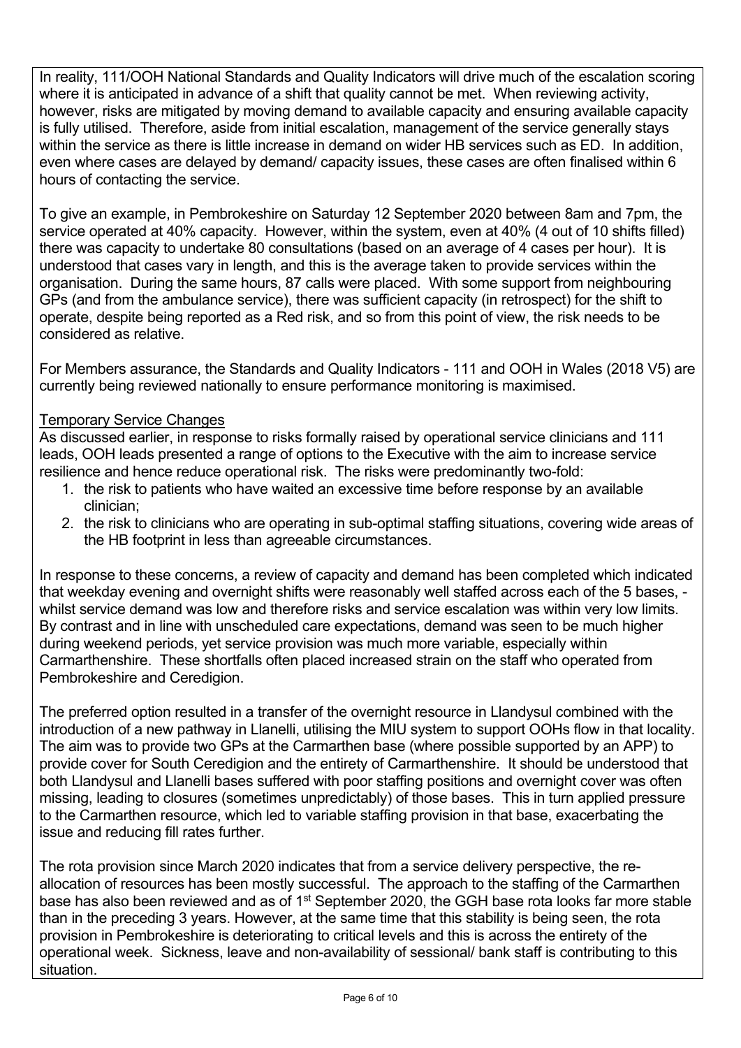In reality, 111/OOH National Standards and Quality Indicators will drive much of the escalation scoring where it is anticipated in advance of a shift that quality cannot be met. When reviewing activity, however, risks are mitigated by moving demand to available capacity and ensuring available capacity is fully utilised. Therefore, aside from initial escalation, management of the service generally stays within the service as there is little increase in demand on wider HB services such as ED. In addition, even where cases are delayed by demand/ capacity issues, these cases are often finalised within 6 hours of contacting the service.

To give an example, in Pembrokeshire on Saturday 12 September 2020 between 8am and 7pm, the service operated at 40% capacity. However, within the system, even at 40% (4 out of 10 shifts filled) there was capacity to undertake 80 consultations (based on an average of 4 cases per hour). It is understood that cases vary in length, and this is the average taken to provide services within the organisation. During the same hours, 87 calls were placed. With some support from neighbouring GPs (and from the ambulance service), there was sufficient capacity (in retrospect) for the shift to operate, despite being reported as a Red risk, and so from this point of view, the risk needs to be considered as relative.

For Members assurance, the Standards and Quality Indicators - 111 and OOH in Wales (2018 V5) are currently being reviewed nationally to ensure performance monitoring is maximised.

Temporary Service Changes

As discussed earlier, in response to risks formally raised by operational service clinicians and 111 leads, OOH leads presented a range of options to the Executive with the aim to increase service resilience and hence reduce operational risk. The risks were predominantly two-fold:

1. the risk to patients who have waited an excessive time before response by an available clinician;
2. the risk to clinicians who are operating in sub-optimal staffing situations, covering wide areas of the HB footprint in less than agreeable circumstances.

In response to these concerns, a review of capacity and demand has been completed which indicated that weekday evening and overnight shifts were reasonably well staffed across each of the 5 bases, - whilst service demand was low and therefore risks and service escalation was within very low limits. By contrast and in line with unscheduled care expectations, demand was seen to be much higher during weekend periods, yet service provision was much more variable, especially within Carmarthenshire. These shortfalls often placed increased strain on the staff who operated from Pembrokeshire and Ceredigion.

The preferred option resulted in a transfer of the overnight resource in Llandysul combined with the introduction of a new pathway in Llanelli, utilising the MIU system to support OOHs flow in that locality. The aim was to provide two GPs at the Carmarthen base (where possible supported by an APP) to provide cover for South Ceredigion and the entirety of Carmarthenshire. It should be understood that both Llandysul and Llanelli bases suffered with poor staffing positions and overnight cover was often missing, leading to closures (sometimes unpredictably) of those bases. This in turn applied pressure to the Carmarthen resource, which led to variable staffing provision in that base, exacerbating the issue and reducing fill rates further.

The rota provision since March 2020 indicates that from a service delivery perspective, the re-allocation of resources has been mostly successful. The approach to the staffing of the Carmarthen base has also been reviewed and as of 1st September 2020, the GGH base rota looks far more stable than in the preceding 3 years. However, at the same time that this stability is being seen, the rota provision in Pembrokeshire is deteriorating to critical levels and this is across the entirety of the operational week. Sickness, leave and non-availability of sessional/ bank staff is contributing to this situation.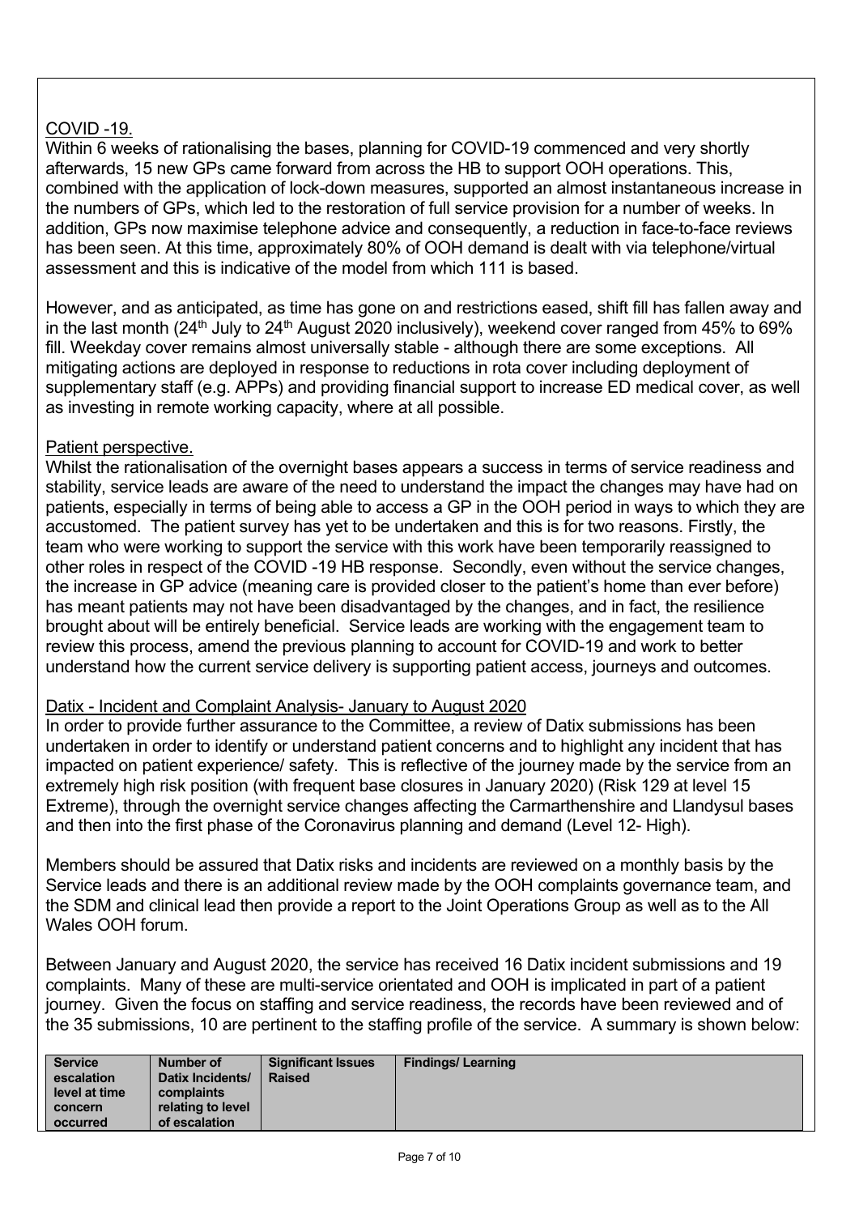COVID -19.

Within 6 weeks of rationalising the bases, planning for COVID-19 commenced and very shortly afterwards, 15 new GPs came forward from across the HB to support OOH operations. This, combined with the application of lock-down measures, supported an almost instantaneous increase in the numbers of GPs, which led to the restoration of full service provision for a number of weeks. In addition, GPs now maximise telephone advice and consequently, a reduction in face-to-face reviews has been seen. At this time, approximately 80% of OOH demand is dealt with via telephone/virtual assessment and this is indicative of the model from which 111 is based.

However, and as anticipated, as time has gone on and restrictions eased, shift fill has fallen away and in the last month (24th July to 24th August 2020 inclusively), weekend cover ranged from 45% to 69% fill. Weekday cover remains almost universally stable - although there are some exceptions. All mitigating actions are deployed in response to reductions in rota cover including deployment of supplementary staff (e.g. APPs) and providing financial support to increase ED medical cover, as well as investing in remote working capacity, where at all possible.

Patient perspective.

Whilst the rationalisation of the overnight bases appears a success in terms of service readiness and stability, service leads are aware of the need to understand the impact the changes may have had on patients, especially in terms of being able to access a GP in the OOH period in ways to which they are accustomed. The patient survey has yet to be undertaken and this is for two reasons. Firstly, the team who were working to support the service with this work have been temporarily reassigned to other roles in respect of the COVID -19 HB response. Secondly, even without the service changes, the increase in GP advice (meaning care is provided closer to the patient's home than ever before) has meant patients may not have been disadvantaged by the changes, and in fact, the resilience brought about will be entirely beneficial. Service leads are working with the engagement team to review this process, amend the previous planning to account for COVID-19 and work to better understand how the current service delivery is supporting patient access, journeys and outcomes.

Datix - Incident and Complaint Analysis- January to August 2020

In order to provide further assurance to the Committee, a review of Datix submissions has been undertaken in order to identify or understand patient concerns and to highlight any incident that has impacted on patient experience/ safety. This is reflective of the journey made by the service from an extremely high risk position (with frequent base closures in January 2020) (Risk 129 at level 15 Extreme), through the overnight service changes affecting the Carmarthenshire and Llandysul bases and then into the first phase of the Coronavirus planning and demand (Level 12- High).

Members should be assured that Datix risks and incidents are reviewed on a monthly basis by the Service leads and there is an additional review made by the OOH complaints governance team, and the SDM and clinical lead then provide a report to the Joint Operations Group as well as to the All Wales OOH forum.

Between January and August 2020, the service has received 16 Datix incident submissions and 19 complaints. Many of these are multi-service orientated and OOH is implicated in part of a patient journey. Given the focus on staffing and service readiness, the records have been reviewed and of the 35 submissions, 10 are pertinent to the staffing profile of the service. A summary is shown below:

| Service escalation level at time concern occurred | Number of Datix Incidents/ complaints relating to level of escalation | Significant Issues Raised | Findings/ Learning |
|---|---|---|---|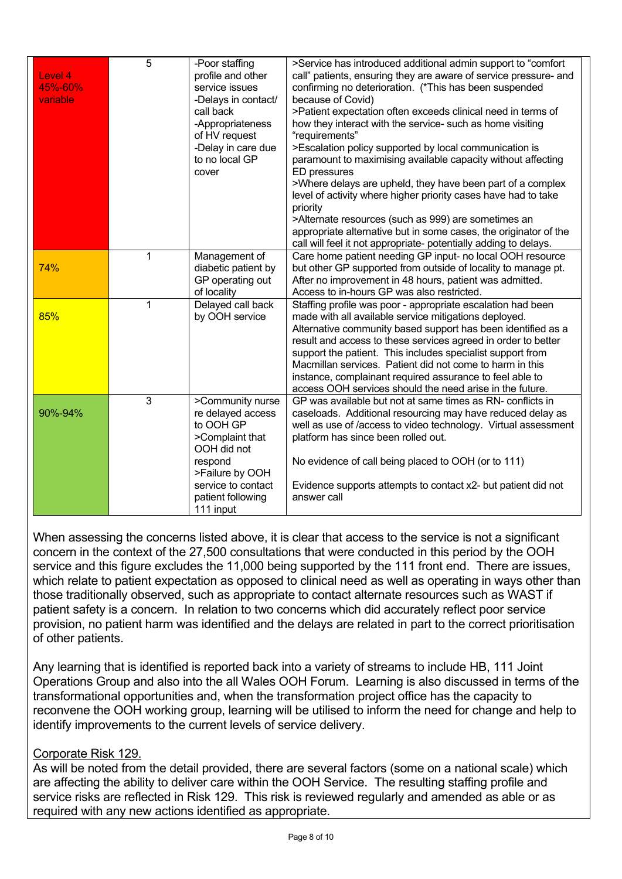| Level 4 45%-60% variable | 5 | -Poor staffing profile and other service issues<br>-Delays in contact/ call back<br>-Appropriateness of HV request<br>-Delay in care due to no local GP cover | >Service has introduced additional admin support to "comfort call" patients, ensuring they are aware of service pressure- and confirming no deterioration. (*This has been suspended because of Covid)<br>>Patient expectation often exceeds clinical need in terms of how they interact with the service- such as home visiting "requirements"<br>>Escalation policy supported by local communication is paramount to maximising available capacity without affecting ED pressures<br>>Where delays are upheld, they have been part of a complex level of activity where higher priority cases have had to take priority<br>>Alternate resources (such as 999) are sometimes an appropriate alternative but in some cases, the originator of the call will feel it not appropriate- potentially adding to delays. |
|---|---|---|---|
| 74% | 1 | Management of diabetic patient by GP operating out of locality | Care home patient needing GP input- no local OOH resource but other GP supported from outside of locality to manage pt. After no improvement in 48 hours, patient was admitted. Access to in-hours GP was also restricted. |
| 85% | 1 | Delayed call back by OOH service | Staffing profile was poor - appropriate escalation had been made with all available service mitigations deployed. Alternative community based support has been identified as a result and access to these services agreed in order to better support the patient. This includes specialist support from Macmillan services. Patient did not come to harm in this instance, complainant required assurance to feel able to access OOH services should the need arise in the future. |
| 90%-94% | 3 | >Community nurse re delayed access to OOH GP<br>>Complaint that OOH did not respond<br>>Failure by OOH service to contact patient following 111 input | GP was available but not at same times as RN- conflicts in caseloads. Additional resourcing may have reduced delay as well as use of /access to video technology. Virtual assessment platform has since been rolled out.<br><br>No evidence of call being placed to OOH (or to 111)<br><br>Evidence supports attempts to contact x2- but patient did not answer call |

When assessing the concerns listed above, it is clear that access to the service is not a significant concern in the context of the 27,500 consultations that were conducted in this period by the OOH service and this figure excludes the 11,000 being supported by the 111 front end. There are issues, which relate to patient expectation as opposed to clinical need as well as operating in ways other than those traditionally observed, such as appropriate to contact alternate resources such as WAST if patient safety is a concern. In relation to two concerns which did accurately reflect poor service provision, no patient harm was identified and the delays are related in part to the correct prioritisation of other patients.

Any learning that is identified is reported back into a variety of streams to include HB, 111 Joint Operations Group and also into the all Wales OOH Forum. Learning is also discussed in terms of the transformational opportunities and, when the transformation project office has the capacity to reconvene the OOH working group, learning will be utilised to inform the need for change and help to identify improvements to the current levels of service delivery.

<u>Corporate Risk 129.</u>

As will be noted from the detail provided, there are several factors (some on a national scale) which are affecting the ability to deliver care within the OOH Service. The resulting staffing profile and service risks are reflected in Risk 129. This risk is reviewed regularly and amended as able or as required with any new actions identified as appropriate.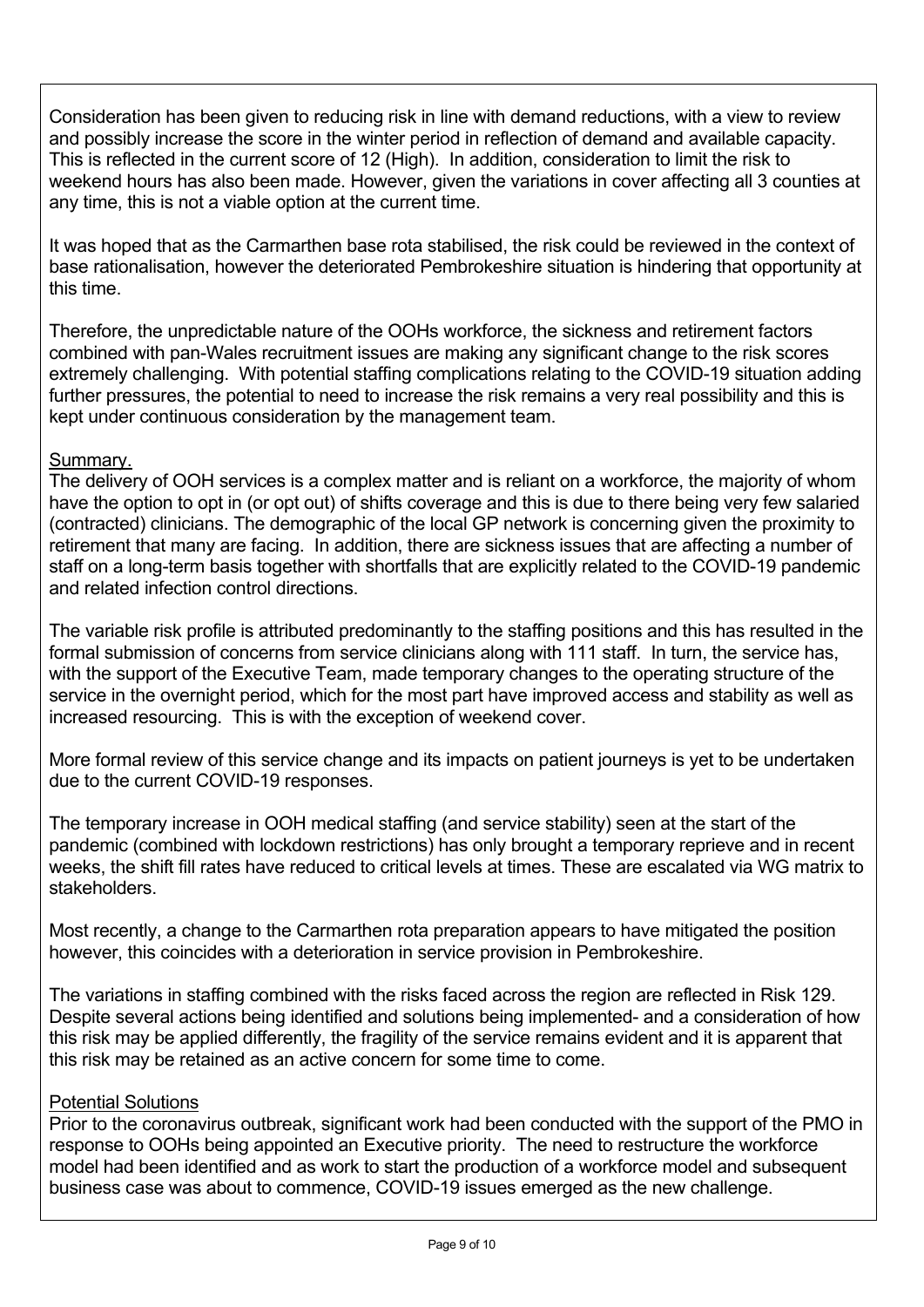Consideration has been given to reducing risk in line with demand reductions, with a view to review and possibly increase the score in the winter period in reflection of demand and available capacity. This is reflected in the current score of 12 (High). In addition, consideration to limit the risk to weekend hours has also been made. However, given the variations in cover affecting all 3 counties at any time, this is not a viable option at the current time.

It was hoped that as the Carmarthen base rota stabilised, the risk could be reviewed in the context of base rationalisation, however the deteriorated Pembrokeshire situation is hindering that opportunity at this time.

Therefore, the unpredictable nature of the OOHs workforce, the sickness and retirement factors combined with pan-Wales recruitment issues are making any significant change to the risk scores extremely challenging. With potential staffing complications relating to the COVID-19 situation adding further pressures, the potential to need to increase the risk remains a very real possibility and this is kept under continuous consideration by the management team.

<u>Summary.</u>

The delivery of OOH services is a complex matter and is reliant on a workforce, the majority of whom have the option to opt in (or opt out) of shifts coverage and this is due to there being very few salaried (contracted) clinicians. The demographic of the local GP network is concerning given the proximity to retirement that many are facing. In addition, there are sickness issues that are affecting a number of staff on a long-term basis together with shortfalls that are explicitly related to the COVID-19 pandemic and related infection control directions.

The variable risk profile is attributed predominantly to the staffing positions and this has resulted in the formal submission of concerns from service clinicians along with 111 staff. In turn, the service has, with the support of the Executive Team, made temporary changes to the operating structure of the service in the overnight period, which for the most part have improved access and stability as well as increased resourcing. This is with the exception of weekend cover.

More formal review of this service change and its impacts on patient journeys is yet to be undertaken due to the current COVID-19 responses.

The temporary increase in OOH medical staffing (and service stability) seen at the start of the pandemic (combined with lockdown restrictions) has only brought a temporary reprieve and in recent weeks, the shift fill rates have reduced to critical levels at times. These are escalated via WG matrix to stakeholders.

Most recently, a change to the Carmarthen rota preparation appears to have mitigated the position however, this coincides with a deterioration in service provision in Pembrokeshire.

The variations in staffing combined with the risks faced across the region are reflected in Risk 129. Despite several actions being identified and solutions being implemented- and a consideration of how this risk may be applied differently, the fragility of the service remains evident and it is apparent that this risk may be retained as an active concern for some time to come.

<u>Potential Solutions</u>

Prior to the coronavirus outbreak, significant work had been conducted with the support of the PMO in response to OOHs being appointed an Executive priority. The need to restructure the workforce model had been identified and as work to start the production of a workforce model and subsequent business case was about to commence, COVID-19 issues emerged as the new challenge.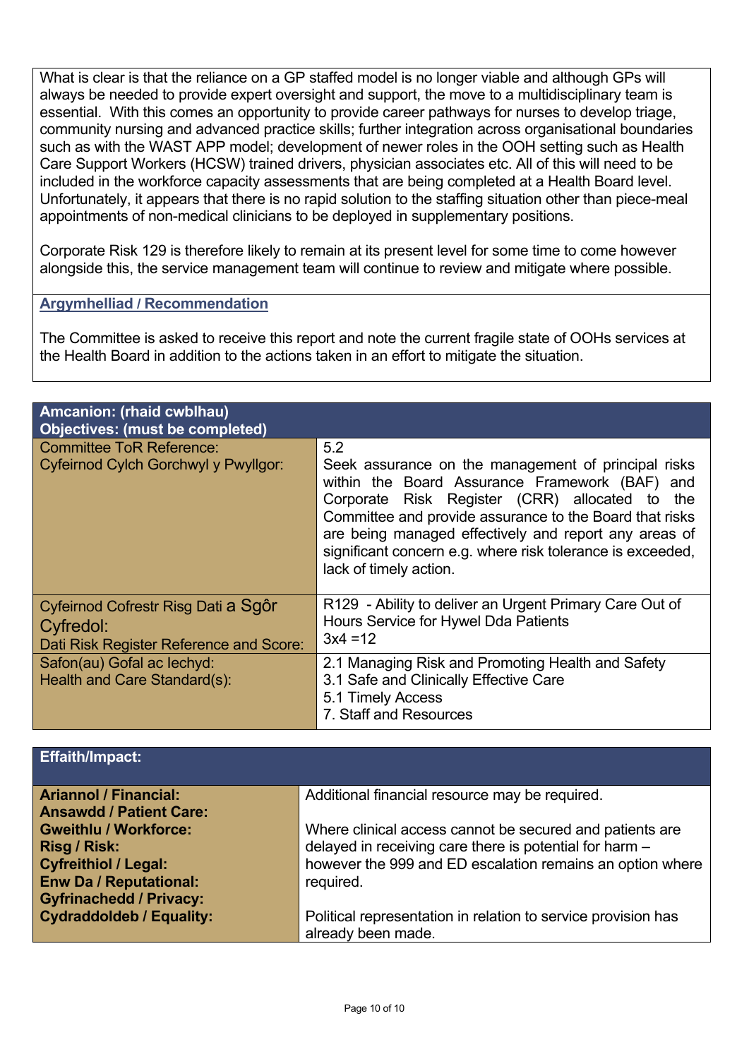What is clear is that the reliance on a GP staffed model is no longer viable and although GPs will always be needed to provide expert oversight and support, the move to a multidisciplinary team is essential. With this comes an opportunity to provide career pathways for nurses to develop triage, community nursing and advanced practice skills; further integration across organisational boundaries such as with the WAST APP model; development of newer roles in the OOH setting such as Health Care Support Workers (HCSW) trained drivers, physician associates etc. All of this will need to be included in the workforce capacity assessments that are being completed at a Health Board level. Unfortunately, it appears that there is no rapid solution to the staffing situation other than piece-meal appointments of non-medical clinicians to be deployed in supplementary positions.

Corporate Risk 129 is therefore likely to remain at its present level for some time to come however alongside this, the service management team will continue to review and mitigate where possible.

**Argymhelliad / Recommendation**

The Committee is asked to receive this report and note the current fragile state of OOHs services at the Health Board in addition to the actions taken in an effort to mitigate the situation.

| **Amcanion: (rhaid cwblhau)**<br>**Objectives: (must be completed)** | |
|---|---|
| Committee ToR Reference:<br>Cyfeirnod Cylch Gorchwyl y Pwyllgor: | 5.2<br>Seek assurance on the management of principal risks within the Board Assurance Framework (BAF) and Corporate Risk Register (CRR) allocated to the Committee and provide assurance to the Board that risks are being managed effectively and report any areas of significant concern e.g. where risk tolerance is exceeded, lack of timely action. |
| Cyfeirnod Cofrestr Risg Dati a Sgôr Cyfredol:<br>Dati Risk Register Reference and Score: | R129 - Ability to deliver an Urgent Primary Care Out of Hours Service for Hywel Dda Patients<br>3x4 =12 |
| Safon(au) Gofal ac Iechyd:<br>Health and Care Standard(s): | 2.1 Managing Risk and Promoting Health and Safety<br>3.1 Safe and Clinically Effective Care<br>5.1 Timely Access<br>7. Staff and Resources |

| **Effaith/Impact:** | |
|---|---|
| **Ariannol / Financial:**<br>**Ansawdd / Patient Care:**<br>**Gweithlu / Workforce:**<br>**Risg / Risk:**<br>**Cyfreithiol / Legal:**<br>**Enw Da / Reputational:**<br>**Gyfrinachedd / Privacy:**<br>**Cydraddoldeb / Equality:** | Additional financial resource may be required.<br><br>Where clinical access cannot be secured and patients are delayed in receiving care there is potential for harm – however the 999 and ED escalation remains an option where required.<br><br>Political representation in relation to service provision has already been made. |